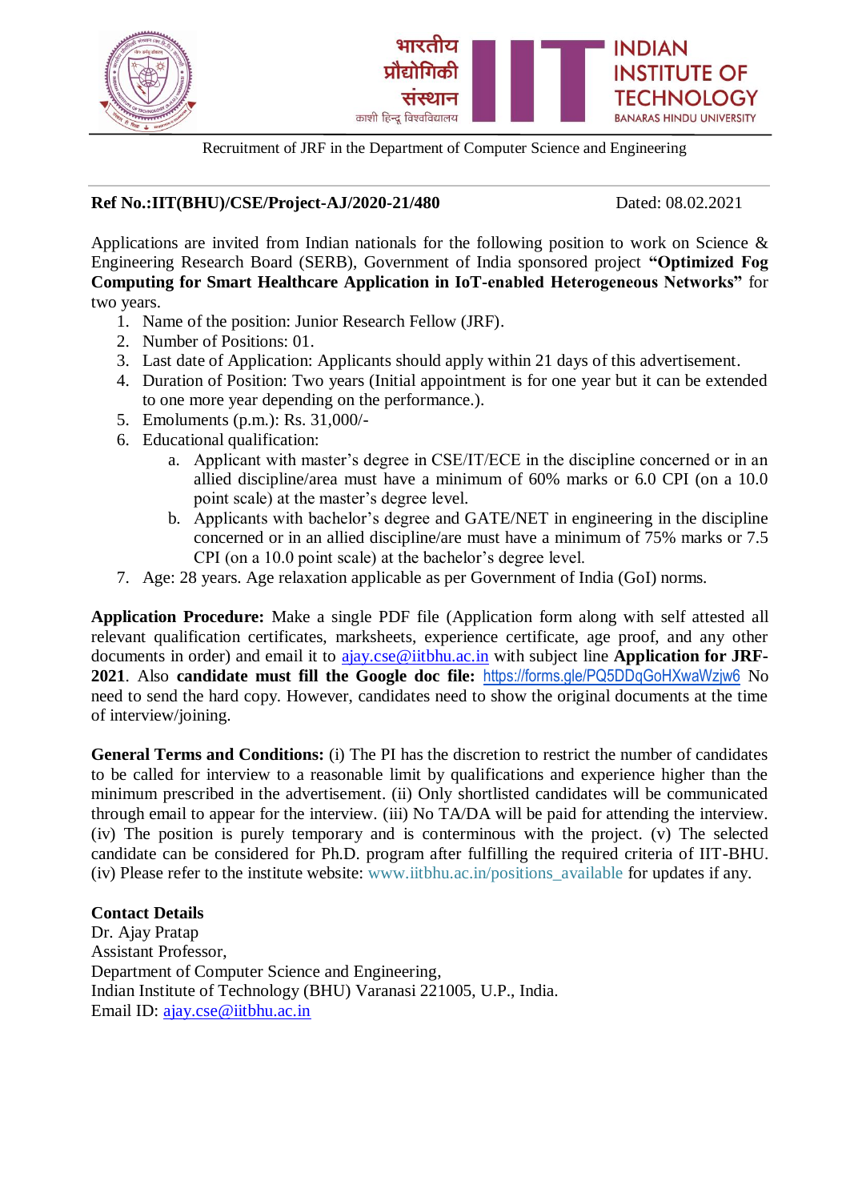भारतीय प्रौद्योगिकी संस्थान काशी हिन्दू विश्वविद्यालय

INDIAN INSTITUTE OF TECHNOLOGY BANARAS HINDU UNIVERSITY

Recruitment of JRF in the Department of Computer Science and Engineering

**Ref No.:IIT(BHU)/CSE/Project-AJ/2020-21/480** Dated: 08.02.2021

Applications are invited from Indian nationals for the following position to work on Science & Engineering Research Board (SERB), Government of India sponsored project **"Optimized Fog Computing for Smart Healthcare Application in IoT-enabled Heterogeneous Networks"** for two years.

1. Name of the position: Junior Research Fellow (JRF).
2. Number of Positions: 01.
3. Last date of Application: Applicants should apply within 21 days of this advertisement.
4. Duration of Position: Two years (Initial appointment is for one year but it can be extended to one more year depending on the performance.).
5. Emoluments (p.m.): Rs. 31,000/-
6. Educational qualification:
   a. Applicant with master's degree in CSE/IT/ECE in the discipline concerned or in an allied discipline/area must have a minimum of 60% marks or 6.0 CPI (on a 10.0 point scale) at the master's degree level.
   b. Applicants with bachelor's degree and GATE/NET in engineering in the discipline concerned or in an allied discipline/are must have a minimum of 75% marks or 7.5 CPI (on a 10.0 point scale) at the bachelor's degree level.
7. Age: 28 years. Age relaxation applicable as per Government of India (GoI) norms.

**Application Procedure:** Make a single PDF file (Application form along with self attested all relevant qualification certificates, marksheets, experience certificate, age proof, and any other documents in order) and email it to ajay.cse@iitbhu.ac.in with subject line **Application for JRF-2021**. Also **candidate must fill the Google doc file:** https://forms.gle/PQ5DDqGoHXwaWzjw6 No need to send the hard copy. However, candidates need to show the original documents at the time of interview/joining.

**General Terms and Conditions:** (i) The PI has the discretion to restrict the number of candidates to be called for interview to a reasonable limit by qualifications and experience higher than the minimum prescribed in the advertisement. (ii) Only shortlisted candidates will be communicated through email to appear for the interview. (iii) No TA/DA will be paid for attending the interview. (iv) The position is purely temporary and is conterminous with the project. (v) The selected candidate can be considered for Ph.D. program after fulfilling the required criteria of IIT-BHU. (iv) Please refer to the institute website: www.iitbhu.ac.in/positions_available for updates if any.

**Contact Details**

Dr. Ajay Pratap

Assistant Professor,

Department of Computer Science and Engineering,

Indian Institute of Technology (BHU) Varanasi 221005, U.P., India.

Email ID: ajay.cse@iitbhu.ac.in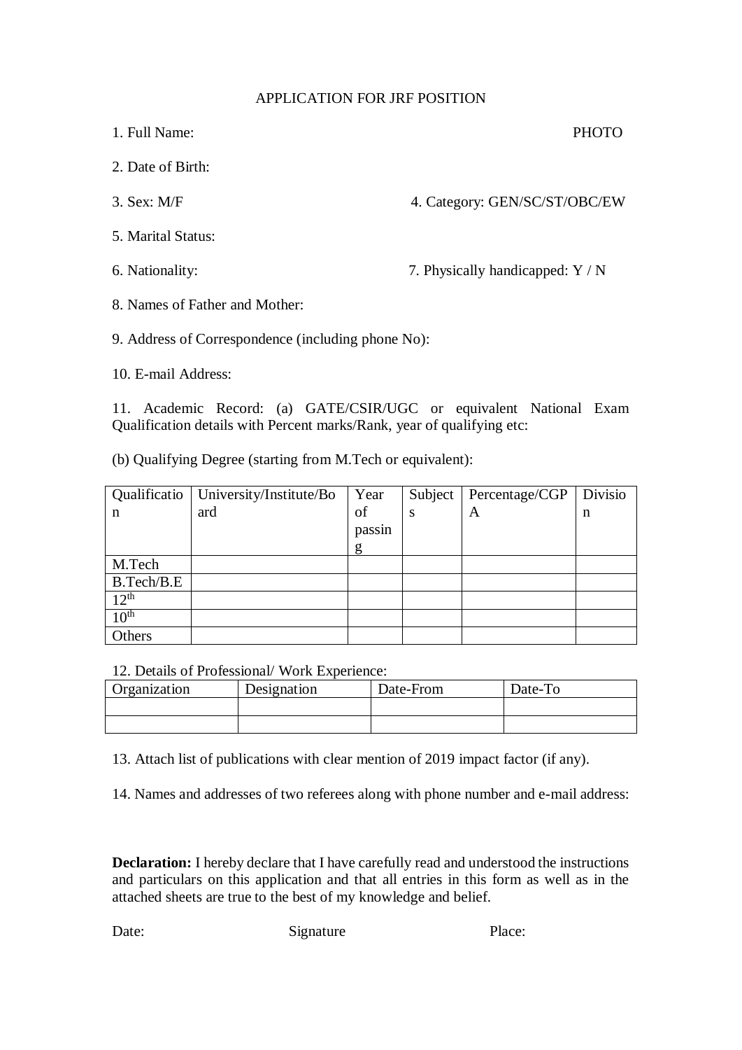# APPLICATION FOR JRF POSITION

1. Full Name: PHOTO

2. Date of Birth:

3. Sex: M/F 4. Category: GEN/SC/ST/OBC/EW

5. Marital Status:

6. Nationality: 7. Physically handicapped: Y / N

8. Names of Father and Mother:

9. Address of Correspondence (including phone No):

10. E-mail Address:

11. Academic Record: (a) GATE/CSIR/UGC or equivalent National Exam Qualification details with Percent marks/Rank, year of qualifying etc:

(b) Qualifying Degree (starting from M.Tech or equivalent):

| Qualification | University/Institute/Board | Year of passing | Subjects | Percentage/CGPA | Division |
|---|---|---|---|---|---|
| M.Tech | | | | | |
| B.Tech/B.E | | | | | |
| 12th | | | | | |
| 10th | | | | | |
| Others | | | | | |

12. Details of Professional/ Work Experience:

| Organization | Designation | Date-From | Date-To |
|---|---|---|---|
| | | | |
| | | | |

13. Attach list of publications with clear mention of 2019 impact factor (if any).

14. Names and addresses of two referees along with phone number and e-mail address:

**Declaration:** I hereby declare that I have carefully read and understood the instructions and particulars on this application and that all entries in this form as well as in the attached sheets are true to the best of my knowledge and belief.

Date: Signature Place: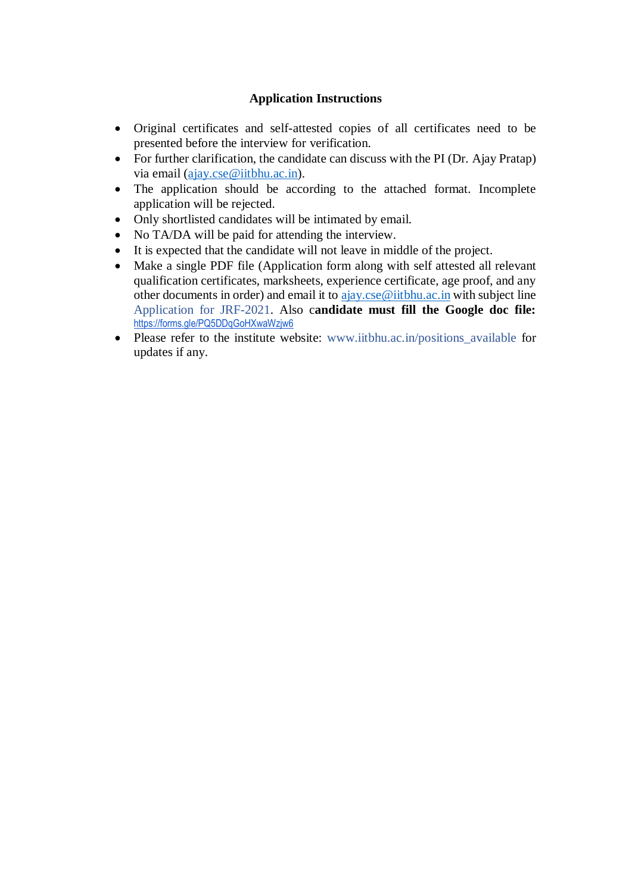**Application Instructions**

- Original certificates and self-attested copies of all certificates need to be presented before the interview for verification.
- For further clarification, the candidate can discuss with the PI (Dr. Ajay Pratap) via email (ajay.cse@iitbhu.ac.in).
- The application should be according to the attached format. Incomplete application will be rejected.
- Only shortlisted candidates will be intimated by email.
- No TA/DA will be paid for attending the interview.
- It is expected that the candidate will not leave in middle of the project.
- Make a single PDF file (Application form along with self attested all relevant qualification certificates, marksheets, experience certificate, age proof, and any other documents in order) and email it to ajay.cse@iitbhu.ac.in with subject line Application for JRF-2021. Also c**andidate must fill the Google doc file:** https://forms.gle/PQ5DDqGoHXwaWzjw6
- Please refer to the institute website: www.iitbhu.ac.in/positions_available for updates if any.